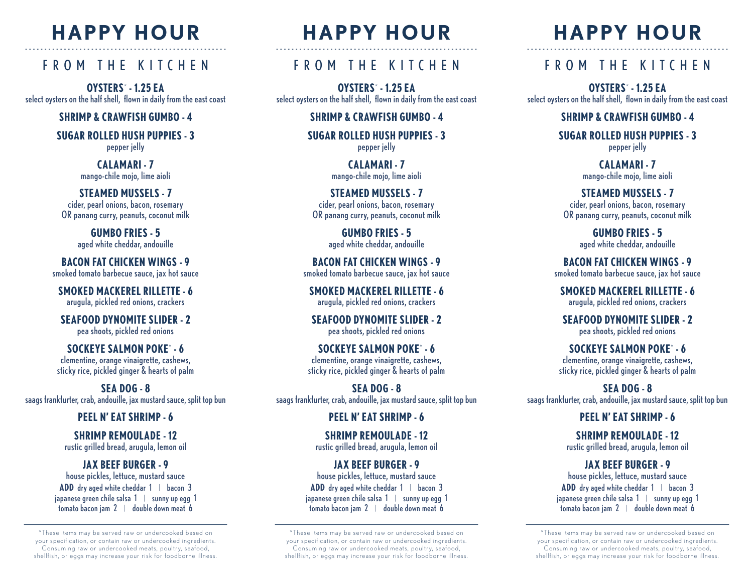# HAPPY HOUR

## FROM THE KITCHEN

**OYSTERS* - 1.25 EA**
select oysters on the half shell, flown in daily from the east coast

**SHRIMP & CRAWFISH GUMBO - 4**

**SUGAR ROLLED HUSH PUPPIES - 3**
pepper jelly

**CALAMARI - 7**
mango-chile mojo, lime aioli

**STEAMED MUSSELS - 7**
cider, pearl onions, bacon, rosemary
OR panang curry, peanuts, coconut milk

**GUMBO FRIES - 5**
aged white cheddar, andouille

**BACON FAT CHICKEN WINGS - 9**
smoked tomato barbecue sauce, jax hot sauce

**SMOKED MACKEREL RILLETTE - 6**
arugula, pickled red onions, crackers

**SEAFOOD DYNOMITE SLIDER - 2**
pea shoots, pickled red onions

**SOCKEYE SALMON POKE* - 6**
clementine, orange vinaigrette, cashews,
sticky rice, pickled ginger & hearts of palm

**SEA DOG - 8**
saags frankfurter, crab, andouille, jax mustard sauce, split top bun

**PEEL N' EAT SHRIMP - 6**

**SHRIMP REMOULADE - 12**
rustic grilled bread, arugula, lemon oil

**JAX BEEF BURGER - 9**
house pickles, lettuce, mustard sauce
**ADD** dry aged white cheddar 1 | bacon 3
japanese green chile salsa 1 | sunny up egg 1
tomato bacon jam 2 | double down meat 6

---

*These items may be served raw or undercooked based on your specification, or contain raw or undercooked ingredients. Consuming raw or undercooked meats, poultry, seafood, shellfish, or eggs may increase your risk for foodborne illness.

# HAPPY HOUR

## FROM THE KITCHEN

**OYSTERS* - 1.25 EA**
select oysters on the half shell, flown in daily from the east coast

**SHRIMP & CRAWFISH GUMBO - 4**

**SUGAR ROLLED HUSH PUPPIES - 3**
pepper jelly

**CALAMARI - 7**
mango-chile mojo, lime aioli

**STEAMED MUSSELS - 7**
cider, pearl onions, bacon, rosemary
OR panang curry, peanuts, coconut milk

**GUMBO FRIES - 5**
aged white cheddar, andouille

**BACON FAT CHICKEN WINGS - 9**
smoked tomato barbecue sauce, jax hot sauce

**SMOKED MACKEREL RILLETTE - 6**
arugula, pickled red onions, crackers

**SEAFOOD DYNOMITE SLIDER - 2**
pea shoots, pickled red onions

**SOCKEYE SALMON POKE* - 6**
clementine, orange vinaigrette, cashews,
sticky rice, pickled ginger & hearts of palm

**SEA DOG - 8**
saags frankfurter, crab, andouille, jax mustard sauce, split top bun

**PEEL N' EAT SHRIMP - 6**

**SHRIMP REMOULADE - 12**
rustic grilled bread, arugula, lemon oil

**JAX BEEF BURGER - 9**
house pickles, lettuce, mustard sauce
**ADD** dry aged white cheddar 1 | bacon 3
japanese green chile salsa 1 | sunny up egg 1
tomato bacon jam 2 | double down meat 6

---

*These items may be served raw or undercooked based on your specification, or contain raw or undercooked ingredients. Consuming raw or undercooked meats, poultry, seafood, shellfish, or eggs may increase your risk for foodborne illness.

# HAPPY HOUR

## FROM THE KITCHEN

**OYSTERS* - 1.25 EA**
select oysters on the half shell, flown in daily from the east coast

**SHRIMP & CRAWFISH GUMBO - 4**

**SUGAR ROLLED HUSH PUPPIES - 3**
pepper jelly

**CALAMARI - 7**
mango-chile mojo, lime aioli

**STEAMED MUSSELS - 7**
cider, pearl onions, bacon, rosemary
OR panang curry, peanuts, coconut milk

**GUMBO FRIES - 5**
aged white cheddar, andouille

**BACON FAT CHICKEN WINGS - 9**
smoked tomato barbecue sauce, jax hot sauce

**SMOKED MACKEREL RILLETTE - 6**
arugula, pickled red onions, crackers

**SEAFOOD DYNOMITE SLIDER - 2**
pea shoots, pickled red onions

**SOCKEYE SALMON POKE* - 6**
clementine, orange vinaigrette, cashews,
sticky rice, pickled ginger & hearts of palm

**SEA DOG - 8**
saags frankfurter, crab, andouille, jax mustard sauce, split top bun

**PEEL N' EAT SHRIMP - 6**

**SHRIMP REMOULADE - 12**
rustic grilled bread, arugula, lemon oil

**JAX BEEF BURGER - 9**
house pickles, lettuce, mustard sauce
**ADD** dry aged white cheddar 1 | bacon 3
japanese green chile salsa 1 | sunny up egg 1
tomato bacon jam 2 | double down meat 6

---

*These items may be served raw or undercooked based on your specification, or contain raw or undercooked ingredients. Consuming raw or undercooked meats, poultry, seafood, shellfish, or eggs may increase your risk for foodborne illness.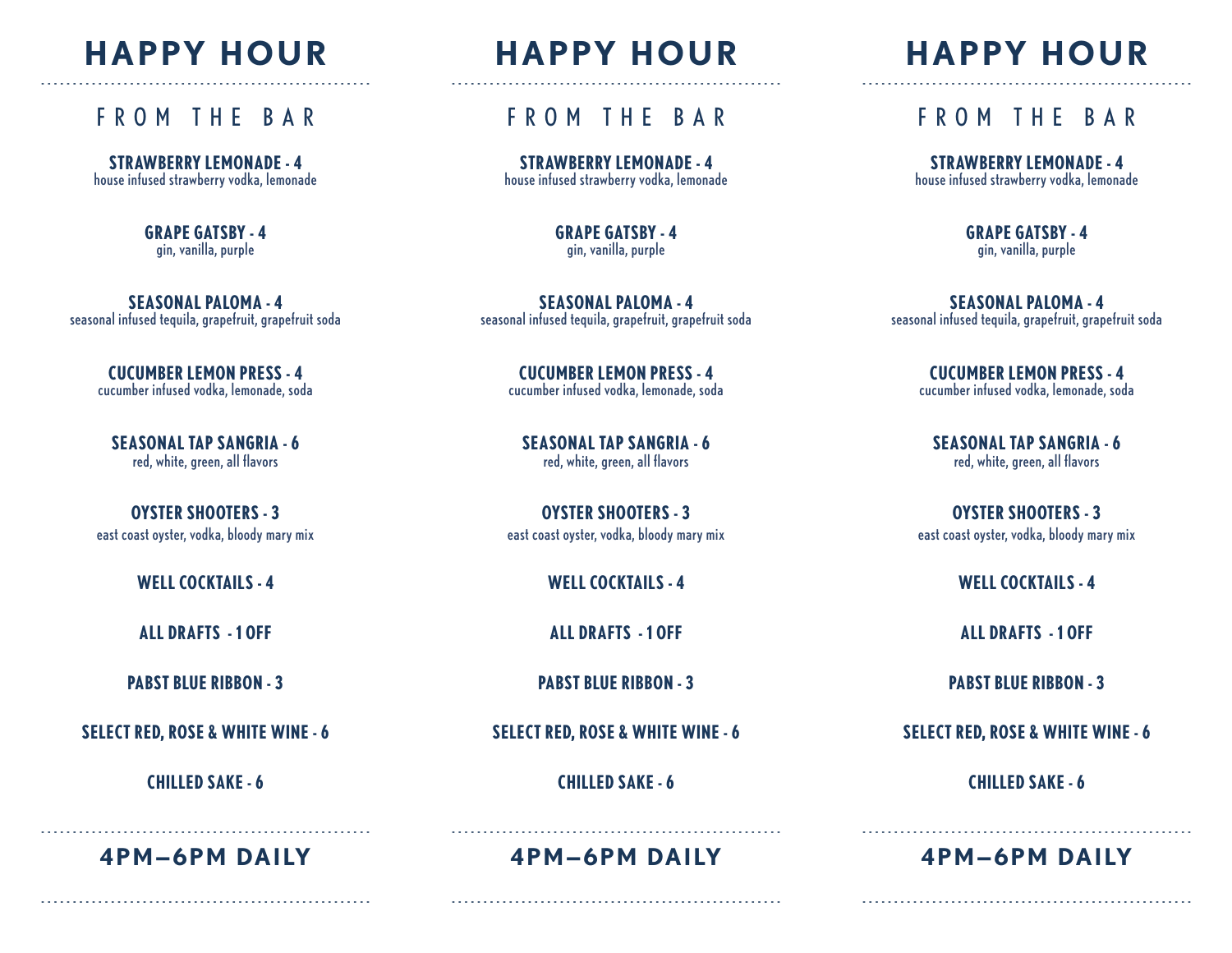# HAPPY HOUR

## FROM THE BAR

**STRAWBERRY LEMONADE - 4**
house infused strawberry vodka, lemonade

**GRAPE GATSBY - 4**
gin, vanilla, purple

**SEASONAL PALOMA - 4**
seasonal infused tequila, grapefruit, grapefruit soda

**CUCUMBER LEMON PRESS - 4**
cucumber infused vodka, lemonade, soda

**SEASONAL TAP SANGRIA - 6**
red, white, green, all flavors

**OYSTER SHOOTERS - 3**
east coast oyster, vodka, bloody mary mix

**WELL COCKTAILS - 4**

**ALL DRAFTS - 1 OFF**

**PABST BLUE RIBBON - 3**

**SELECT RED, ROSE & WHITE WINE - 6**

**CHILLED SAKE - 6**

## 4PM–6PM DAILY

# HAPPY HOUR

## FROM THE BAR

**STRAWBERRY LEMONADE - 4**
house infused strawberry vodka, lemonade

**GRAPE GATSBY - 4**
gin, vanilla, purple

**SEASONAL PALOMA - 4**
seasonal infused tequila, grapefruit, grapefruit soda

**CUCUMBER LEMON PRESS - 4**
cucumber infused vodka, lemonade, soda

**SEASONAL TAP SANGRIA - 6**
red, white, green, all flavors

**OYSTER SHOOTERS - 3**
east coast oyster, vodka, bloody mary mix

**WELL COCKTAILS - 4**

**ALL DRAFTS - 1 OFF**

**PABST BLUE RIBBON - 3**

**SELECT RED, ROSE & WHITE WINE - 6**

**CHILLED SAKE - 6**

## 4PM–6PM DAILY

# HAPPY HOUR

## FROM THE BAR

**STRAWBERRY LEMONADE - 4**
house infused strawberry vodka, lemonade

**GRAPE GATSBY - 4**
gin, vanilla, purple

**SEASONAL PALOMA - 4**
seasonal infused tequila, grapefruit, grapefruit soda

**CUCUMBER LEMON PRESS - 4**
cucumber infused vodka, lemonade, soda

**SEASONAL TAP SANGRIA - 6**
red, white, green, all flavors

**OYSTER SHOOTERS - 3**
east coast oyster, vodka, bloody mary mix

**WELL COCKTAILS - 4**

**ALL DRAFTS - 1 OFF**

**PABST BLUE RIBBON - 3**

**SELECT RED, ROSE & WHITE WINE - 6**

**CHILLED SAKE - 6**

## 4PM–6PM DAILY